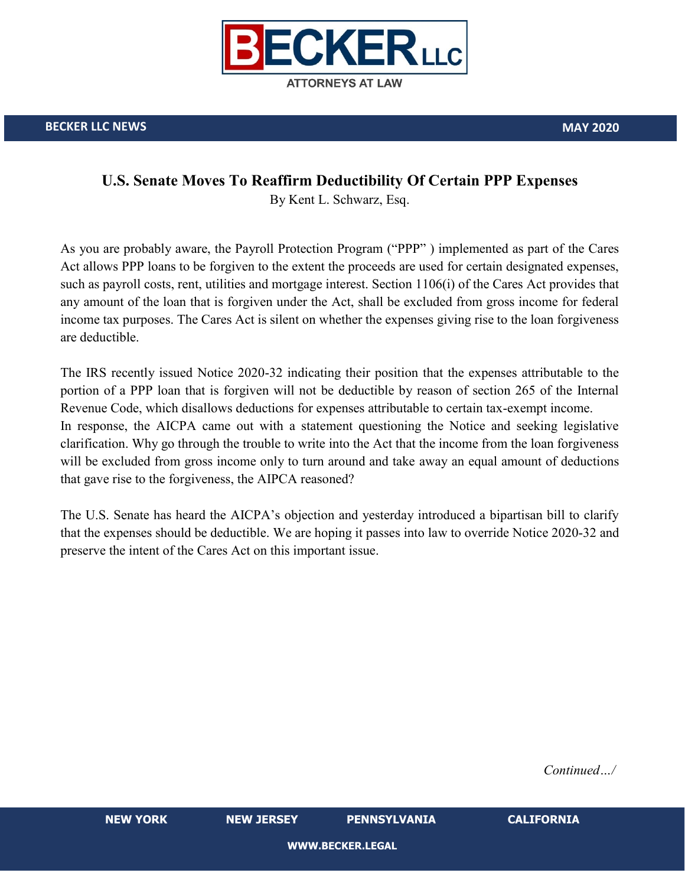BECKER LLC NEWS

MAY 2020

# U.S. Senate Moves To Reaffirm Deductibility Of Certain PPP Expenses

By Kent L. Schwarz, Esq.

As you are probably aware, the Payroll Protection Program ("PPP" ) implemented as part of the Cares Act allows PPP loans to be forgiven to the extent the proceeds are used for certain designated expenses, such as payroll costs, rent, utilities and mortgage interest. Section 1106(i) of the Cares Act provides that any amount of the loan that is forgiven under the Act, shall be excluded from gross income for federal income tax purposes. The Cares Act is silent on whether the expenses giving rise to the loan forgiveness are deductible.

The IRS recently issued Notice 2020-32 indicating their position that the expenses attributable to the portion of a PPP loan that is forgiven will not be deductible by reason of section 265 of the Internal Revenue Code, which disallows deductions for expenses attributable to certain tax-exempt income.
In response, the AICPA came out with a statement questioning the Notice and seeking legislative clarification. Why go through the trouble to write into the Act that the income from the loan forgiveness will be excluded from gross income only to turn around and take away an equal amount of deductions that gave rise to the forgiveness, the AIPCA reasoned?

The U.S. Senate has heard the AICPA's objection and yesterday introduced a bipartisan bill to clarify that the expenses should be deductible. We are hoping it passes into law to override Notice 2020-32 and preserve the intent of the Cares Act on this important issue.

*Continued…/*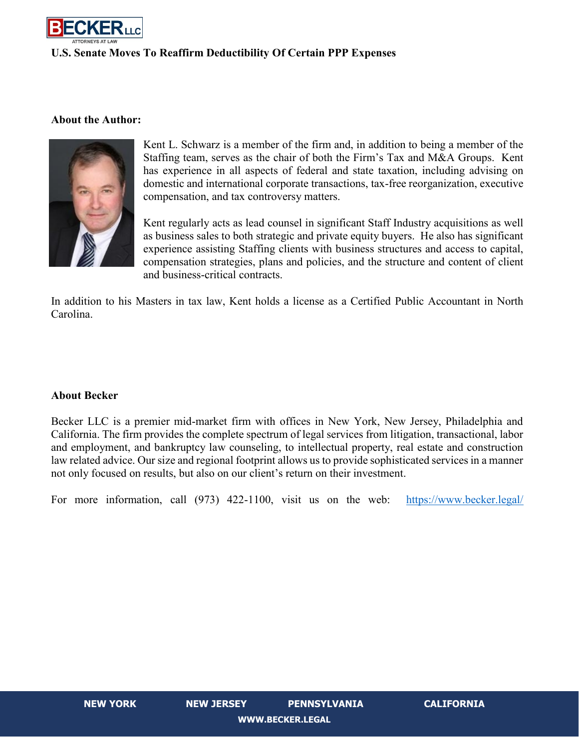**About the Author:**

Kent L. Schwarz is a member of the firm and, in addition to being a member of the Staffing team, serves as the chair of both the Firm's Tax and M&A Groups. Kent has experience in all aspects of federal and state taxation, including advising on domestic and international corporate transactions, tax-free reorganization, executive compensation, and tax controversy matters.

Kent regularly acts as lead counsel in significant Staff Industry acquisitions as well as business sales to both strategic and private equity buyers. He also has significant experience assisting Staffing clients with business structures and access to capital, compensation strategies, plans and policies, and the structure and content of client and business-critical contracts.

In addition to his Masters in tax law, Kent holds a license as a Certified Public Accountant in North Carolina.

**About Becker**

Becker LLC is a premier mid-market firm with offices in New York, New Jersey, Philadelphia and California. The firm provides the complete spectrum of legal services from litigation, transactional, labor and employment, and bankruptcy law counseling, to intellectual property, real estate and construction law related advice. Our size and regional footprint allows us to provide sophisticated services in a manner not only focused on results, but also on our client's return on their investment.

For more information, call (973) 422-1100, visit us on the web: [https://www.becker.legal/](https://www.becker.legal/)